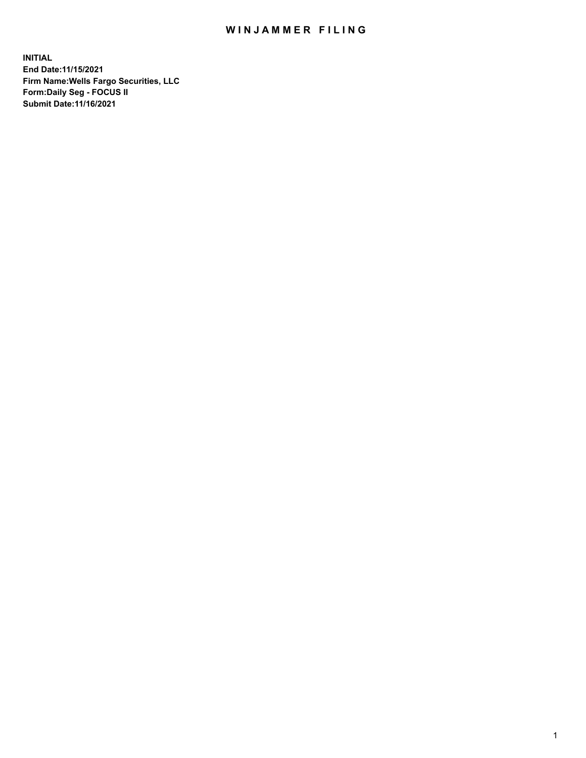# WINJAMMER FILING

**INITIAL**
**End Date:11/15/2021**
**Firm Name:Wells Fargo Securities, LLC**
**Form:Daily Seg - FOCUS II**
**Submit Date:11/16/2021**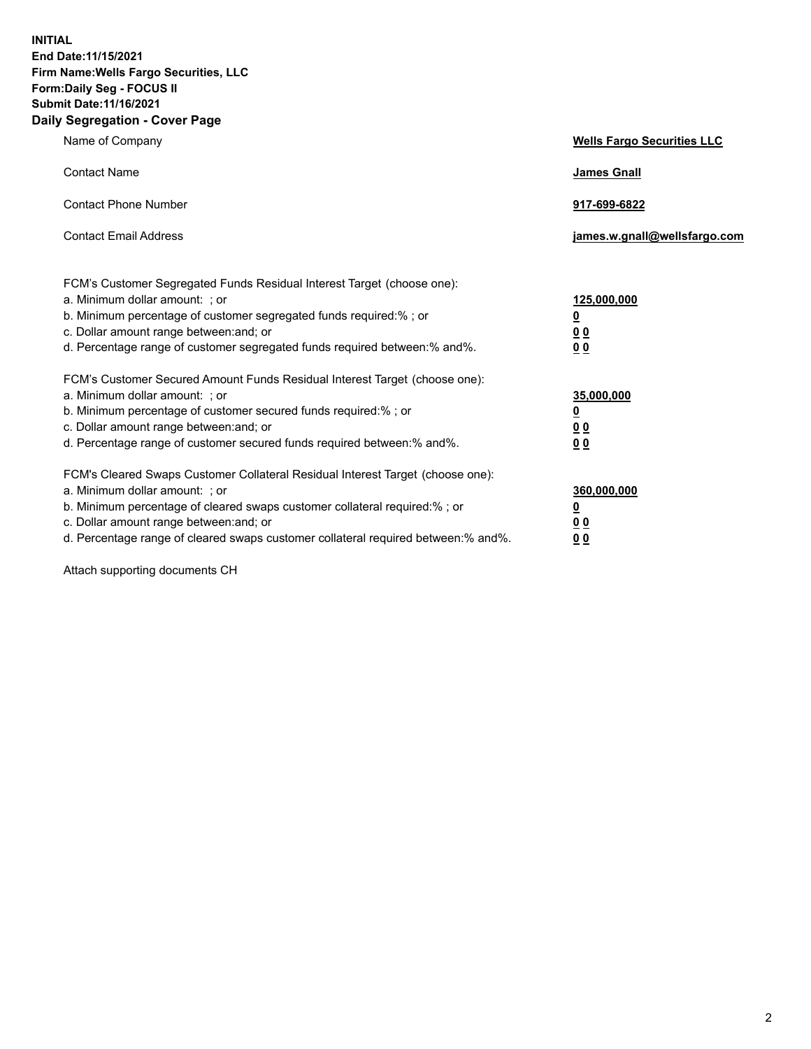**INITIAL**
**End Date:11/15/2021**
**Firm Name:Wells Fargo Securities, LLC**
**Form:Daily Seg - FOCUS II**
**Submit Date:11/16/2021**

## Daily Segregation - Cover Page

| | |
|---|---|
| Name of Company | **Wells Fargo Securities LLC** |
| Contact Name | **James Gnall** |
| Contact Phone Number | **917-699-6822** |
| Contact Email Address | **james.w.gnall@wellsfargo.com** |

FCM's Customer Segregated Funds Residual Interest Target (choose one):

| | |
|---|---|
| a. Minimum dollar amount: ; or | **125,000,000** |
| b. Minimum percentage of customer segregated funds required:% ; or | **0** |
| c. Dollar amount range between:and; or | **0 0** |
| d. Percentage range of customer segregated funds required between:% and%. | **0 0** |

FCM's Customer Secured Amount Funds Residual Interest Target (choose one):

| | |
|---|---|
| a. Minimum dollar amount: ; or | **35,000,000** |
| b. Minimum percentage of customer secured funds required:% ; or | **0** |
| c. Dollar amount range between:and; or | **0 0** |
| d. Percentage range of customer secured funds required between:% and%. | **0 0** |

FCM's Cleared Swaps Customer Collateral Residual Interest Target (choose one):

| | |
|---|---|
| a. Minimum dollar amount: ; or | **360,000,000** |
| b. Minimum percentage of cleared swaps customer collateral required:% ; or | **0** |
| c. Dollar amount range between:and; or | **0 0** |
| d. Percentage range of cleared swaps customer collateral required between:% and%. | **0 0** |

Attach supporting documents CH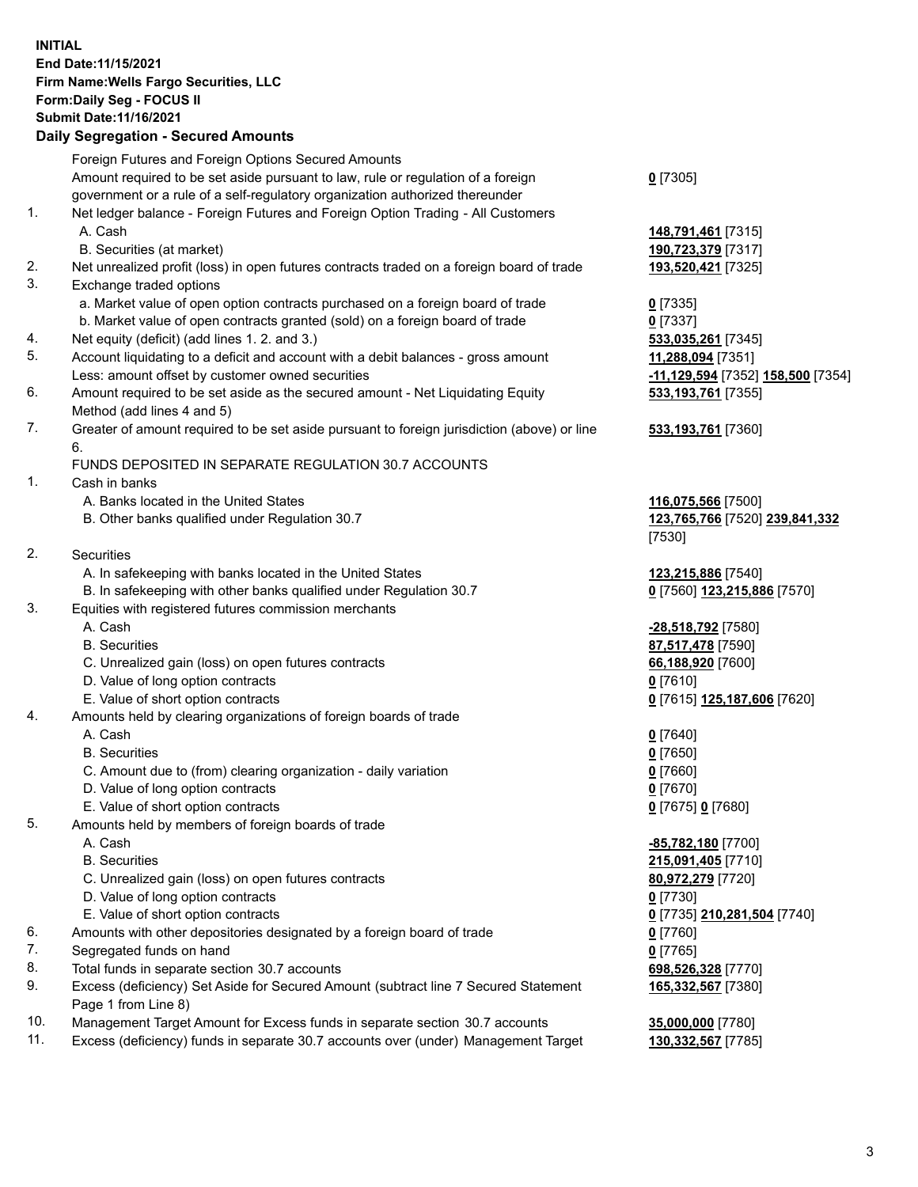**INITIAL**
**End Date:11/15/2021**
**Firm Name:Wells Fargo Securities, LLC**
**Form:Daily Seg - FOCUS II**
**Submit Date:11/16/2021**

**Daily Segregation - Secured Amounts**

| | | |
|---|---|---|
| | Foreign Futures and Foreign Options Secured Amounts | |
| | Amount required to be set aside pursuant to law, rule or regulation of a foreign government or a rule of a self-regulatory organization authorized thereunder | **0** [7305] |
| 1. | Net ledger balance - Foreign Futures and Foreign Option Trading - All Customers | |
| | A. Cash | **148,791,461** [7315] |
| | B. Securities (at market) | **190,723,379** [7317] |
| 2. | Net unrealized profit (loss) in open futures contracts traded on a foreign board of trade | **193,520,421** [7325] |
| 3. | Exchange traded options | |
| | a. Market value of open option contracts purchased on a foreign board of trade | **0** [7335] |
| | b. Market value of open contracts granted (sold) on a foreign board of trade | **0** [7337] |
| 4. | Net equity (deficit) (add lines 1. 2. and 3.) | **533,035,261** [7345] |
| 5. | Account liquidating to a deficit and account with a debit balances - gross amount | **11,288,094** [7351] |
| | Less: amount offset by customer owned securities | **-11,129,594** [7352] **158,500** [7354] |
| 6. | Amount required to be set aside as the secured amount - Net Liquidating Equity Method (add lines 4 and 5) | **533,193,761** [7355] |
| 7. | Greater of amount required to be set aside pursuant to foreign jurisdiction (above) or line 6. | **533,193,761** [7360] |
| | FUNDS DEPOSITED IN SEPARATE REGULATION 30.7 ACCOUNTS | |
| 1. | Cash in banks | |
| | A. Banks located in the United States | **116,075,566** [7500] |
| | B. Other banks qualified under Regulation 30.7 | **123,765,766** [7520] **239,841,332** [7530] |
| 2. | Securities | |
| | A. In safekeeping with banks located in the United States | **123,215,886** [7540] |
| | B. In safekeeping with other banks qualified under Regulation 30.7 | **0** [7560] **123,215,886** [7570] |
| 3. | Equities with registered futures commission merchants | |
| | A. Cash | **-28,518,792** [7580] |
| | B. Securities | **87,517,478** [7590] |
| | C. Unrealized gain (loss) on open futures contracts | **66,188,920** [7600] |
| | D. Value of long option contracts | **0** [7610] |
| | E. Value of short option contracts | **0** [7615] **125,187,606** [7620] |
| 4. | Amounts held by clearing organizations of foreign boards of trade | |
| | A. Cash | **0** [7640] |
| | B. Securities | **0** [7650] |
| | C. Amount due to (from) clearing organization - daily variation | **0** [7660] |
| | D. Value of long option contracts | **0** [7670] |
| | E. Value of short option contracts | **0** [7675] **0** [7680] |
| 5. | Amounts held by members of foreign boards of trade | |
| | A. Cash | **-85,782,180** [7700] |
| | B. Securities | **215,091,405** [7710] |
| | C. Unrealized gain (loss) on open futures contracts | **80,972,279** [7720] |
| | D. Value of long option contracts | **0** [7730] |
| | E. Value of short option contracts | **0** [7735] **210,281,504** [7740] |
| 6. | Amounts with other depositories designated by a foreign board of trade | **0** [7760] |
| 7. | Segregated funds on hand | **0** [7765] |
| 8. | Total funds in separate section 30.7 accounts | **698,526,328** [7770] |
| 9. | Excess (deficiency) Set Aside for Secured Amount (subtract line 7 Secured Statement Page 1 from Line 8) | **165,332,567** [7380] |
| 10. | Management Target Amount for Excess funds in separate section 30.7 accounts | **35,000,000** [7780] |
| 11. | Excess (deficiency) funds in separate 30.7 accounts over (under) Management Target | **130,332,567** [7785] |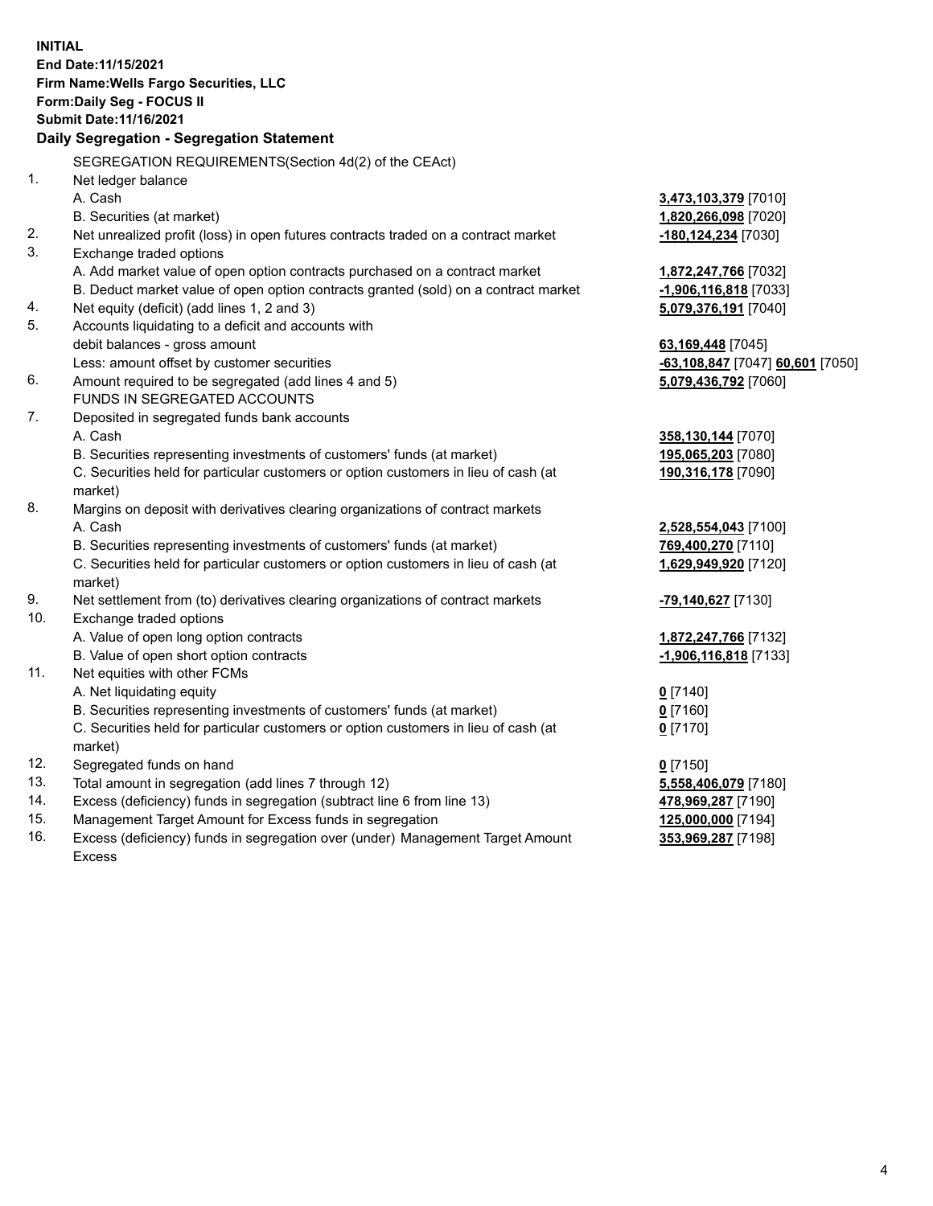**INITIAL**
**End Date:11/15/2021**
**Firm Name:Wells Fargo Securities, LLC**
**Form:Daily Seg - FOCUS II**
**Submit Date:11/16/2021**

## Daily Segregation - Segregation Statement

| | | |
|---|---|---|
| | SEGREGATION REQUIREMENTS(Section 4d(2) of the CEAct) | |
| 1. | Net ledger balance | |
| | A. Cash | **3,473,103,379** [7010] |
| | B. Securities (at market) | **1,820,266,098** [7020] |
| 2. | Net unrealized profit (loss) in open futures contracts traded on a contract market | **-180,124,234** [7030] |
| 3. | Exchange traded options | |
| | A. Add market value of open option contracts purchased on a contract market | **1,872,247,766** [7032] |
| | B. Deduct market value of open option contracts granted (sold) on a contract market | **-1,906,116,818** [7033] |
| 4. | Net equity (deficit) (add lines 1, 2 and 3) | **5,079,376,191** [7040] |
| 5. | Accounts liquidating to a deficit and accounts with | |
| | debit balances - gross amount | **63,169,448** [7045] |
| | Less: amount offset by customer securities | **-63,108,847** [7047] **60,601** [7050] |
| 6. | Amount required to be segregated (add lines 4 and 5) | **5,079,436,792** [7060] |
| | FUNDS IN SEGREGATED ACCOUNTS | |
| 7. | Deposited in segregated funds bank accounts | |
| | A. Cash | **358,130,144** [7070] |
| | B. Securities representing investments of customers' funds (at market) | **195,065,203** [7080] |
| | C. Securities held for particular customers or option customers in lieu of cash (at market) | **190,316,178** [7090] |
| 8. | Margins on deposit with derivatives clearing organizations of contract markets | |
| | A. Cash | **2,528,554,043** [7100] |
| | B. Securities representing investments of customers' funds (at market) | **769,400,270** [7110] |
| | C. Securities held for particular customers or option customers in lieu of cash (at market) | **1,629,949,920** [7120] |
| 9. | Net settlement from (to) derivatives clearing organizations of contract markets | **-79,140,627** [7130] |
| 10. | Exchange traded options | |
| | A. Value of open long option contracts | **1,872,247,766** [7132] |
| | B. Value of open short option contracts | **-1,906,116,818** [7133] |
| 11. | Net equities with other FCMs | |
| | A. Net liquidating equity | **0** [7140] |
| | B. Securities representing investments of customers' funds (at market) | **0** [7160] |
| | C. Securities held for particular customers or option customers in lieu of cash (at market) | **0** [7170] |
| 12. | Segregated funds on hand | **0** [7150] |
| 13. | Total amount in segregation (add lines 7 through 12) | **5,558,406,079** [7180] |
| 14. | Excess (deficiency) funds in segregation (subtract line 6 from line 13) | **478,969,287** [7190] |
| 15. | Management Target Amount for Excess funds in segregation | **125,000,000** [7194] |
| 16. | Excess (deficiency) funds in segregation over (under) Management Target Amount Excess | **353,969,287** [7198] |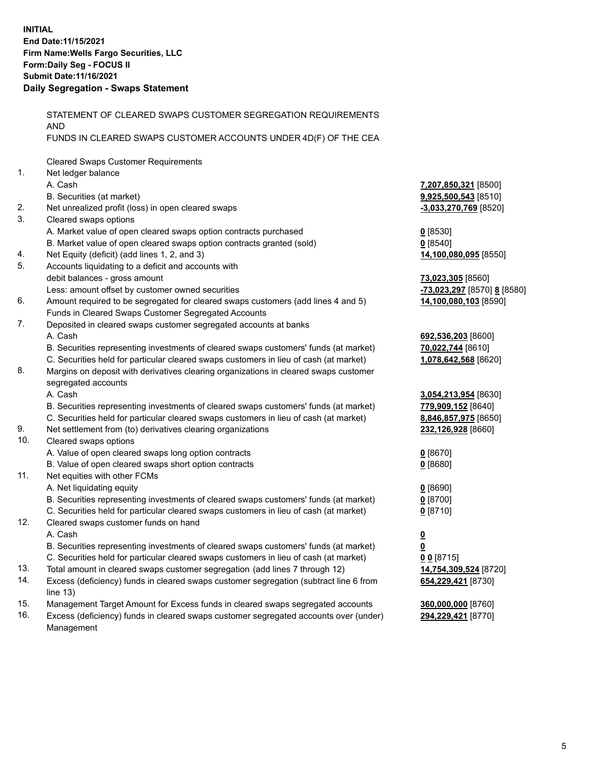**INITIAL**
**End Date:11/15/2021**
**Firm Name:Wells Fargo Securities, LLC**
**Form:Daily Seg - FOCUS II**
**Submit Date:11/16/2021**
**Daily Segregation - Swaps Statement**

STATEMENT OF CLEARED SWAPS CUSTOMER SEGREGATION REQUIREMENTS AND
FUNDS IN CLEARED SWAPS CUSTOMER ACCOUNTS UNDER 4D(F) OF THE CEA

| | | |
|---|---|---|
| | Cleared Swaps Customer Requirements | |
| 1. | Net ledger balance | |
| | A. Cash | **7,207,850,321** [8500] |
| | B. Securities (at market) | **9,925,500,543** [8510] |
| 2. | Net unrealized profit (loss) in open cleared swaps | **-3,033,270,769** [8520] |
| 3. | Cleared swaps options | |
| | A. Market value of open cleared swaps option contracts purchased | **0** [8530] |
| | B. Market value of open cleared swaps option contracts granted (sold) | **0** [8540] |
| 4. | Net Equity (deficit) (add lines 1, 2, and 3) | **14,100,080,095** [8550] |
| 5. | Accounts liquidating to a deficit and accounts with | |
| | debit balances - gross amount | **73,023,305** [8560] |
| | Less: amount offset by customer owned securities | **-73,023,297** [8570] **8** [8580] |
| 6. | Amount required to be segregated for cleared swaps customers (add lines 4 and 5) | **14,100,080,103** [8590] |
| | Funds in Cleared Swaps Customer Segregated Accounts | |
| 7. | Deposited in cleared swaps customer segregated accounts at banks | |
| | A. Cash | **692,536,203** [8600] |
| | B. Securities representing investments of cleared swaps customers' funds (at market) | **70,022,744** [8610] |
| | C. Securities held for particular cleared swaps customers in lieu of cash (at market) | **1,078,642,568** [8620] |
| 8. | Margins on deposit with derivatives clearing organizations in cleared swaps customer segregated accounts | |
| | A. Cash | **3,054,213,954** [8630] |
| | B. Securities representing investments of cleared swaps customers' funds (at market) | **779,909,152** [8640] |
| | C. Securities held for particular cleared swaps customers in lieu of cash (at market) | **8,846,857,975** [8650] |
| 9. | Net settlement from (to) derivatives clearing organizations | **232,126,928** [8660] |
| 10. | Cleared swaps options | |
| | A. Value of open cleared swaps long option contracts | **0** [8670] |
| | B. Value of open cleared swaps short option contracts | **0** [8680] |
| 11. | Net equities with other FCMs | |
| | A. Net liquidating equity | **0** [8690] |
| | B. Securities representing investments of cleared swaps customers' funds (at market) | **0** [8700] |
| | C. Securities held for particular cleared swaps customers in lieu of cash (at market) | **0** [8710] |
| 12. | Cleared swaps customer funds on hand | |
| | A. Cash | **0** |
| | B. Securities representing investments of cleared swaps customers' funds (at market) | **0** |
| | C. Securities held for particular cleared swaps customers in lieu of cash (at market) | **0** **0** [8715] |
| 13. | Total amount in cleared swaps customer segregation (add lines 7 through 12) | **14,754,309,524** [8720] |
| 14. | Excess (deficiency) funds in cleared swaps customer segregation (subtract line 6 from line 13) | **654,229,421** [8730] |
| 15. | Management Target Amount for Excess funds in cleared swaps segregated accounts | **360,000,000** [8760] |
| 16. | Excess (deficiency) funds in cleared swaps customer segregated accounts over (under) Management | **294,229,421** [8770] |